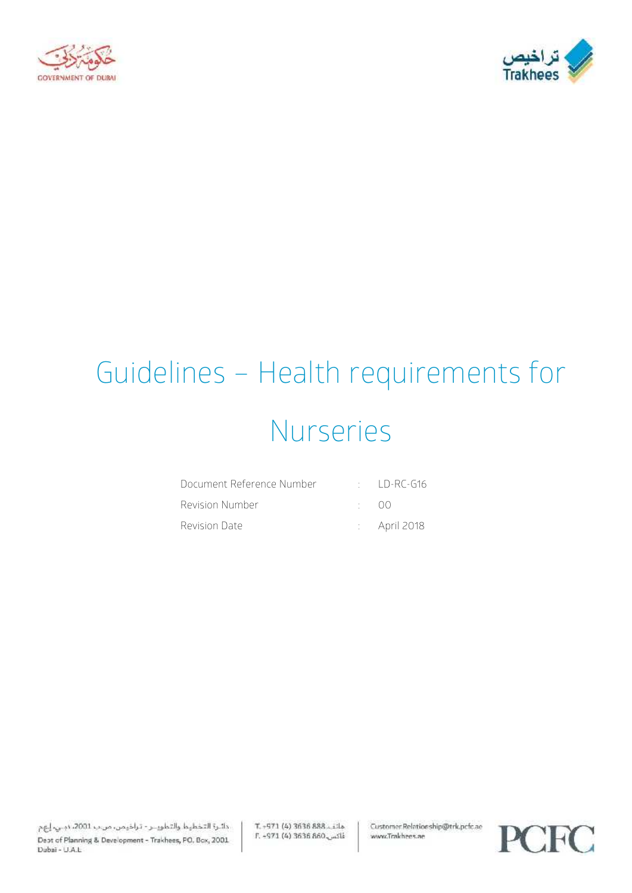# Guidelines – Health requirements for Nurseries

| | | |
|---|---|---|
| Document Reference Number | : | LD-RC-G16 |
| Revision Number | : | 00 |
| Revision Date | : | April 2018 |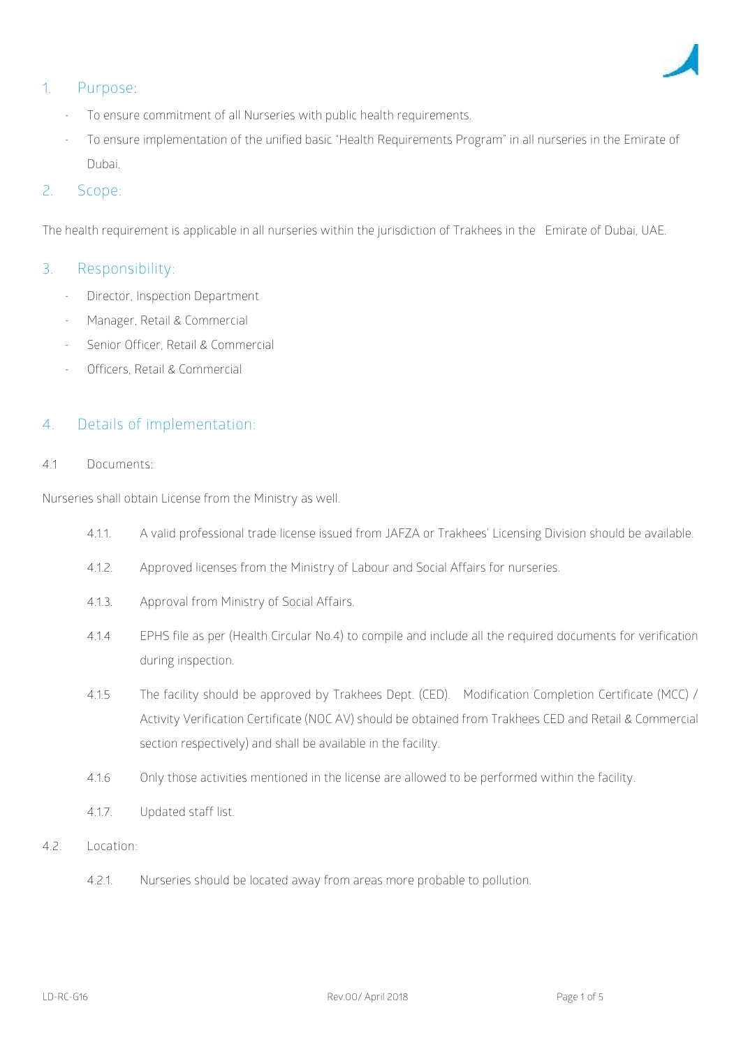## 1. Purpose:

- To ensure commitment of all Nurseries with public health requirements.
- To ensure implementation of the unified basic "Health Requirements Program" in all nurseries in the Emirate of Dubai.

## 2. Scope:

The health requirement is applicable in all nurseries within the jurisdiction of Trakhees in the Emirate of Dubai, UAE.

## 3. Responsibility:

- Director, Inspection Department
- Manager, Retail & Commercial
- Senior Officer, Retail & Commercial
- Officers, Retail & Commercial

## 4. Details of implementation:

4.1 Documents:

Nurseries shall obtain License from the Ministry as well.

4.1.1. A valid professional trade license issued from JAFZA or Trakhees' Licensing Division should be available.

4.1.2. Approved licenses from the Ministry of Labour and Social Affairs for nurseries.

4.1.3. Approval from Ministry of Social Affairs.

4.1.4 EPHS file as per (Health Circular No.4) to compile and include all the required documents for verification during inspection.

4.1.5 The facility should be approved by Trakhees Dept. (CED). Modification Completion Certificate (MCC) / Activity Verification Certificate (NOC AV) should be obtained from Trakhees CED and Retail & Commercial section respectively) and shall be available in the facility.

4.1.6 Only those activities mentioned in the license are allowed to be performed within the facility.

4.1.7. Updated staff list.

4.2. Location:

4.2.1. Nurseries should be located away from areas more probable to pollution.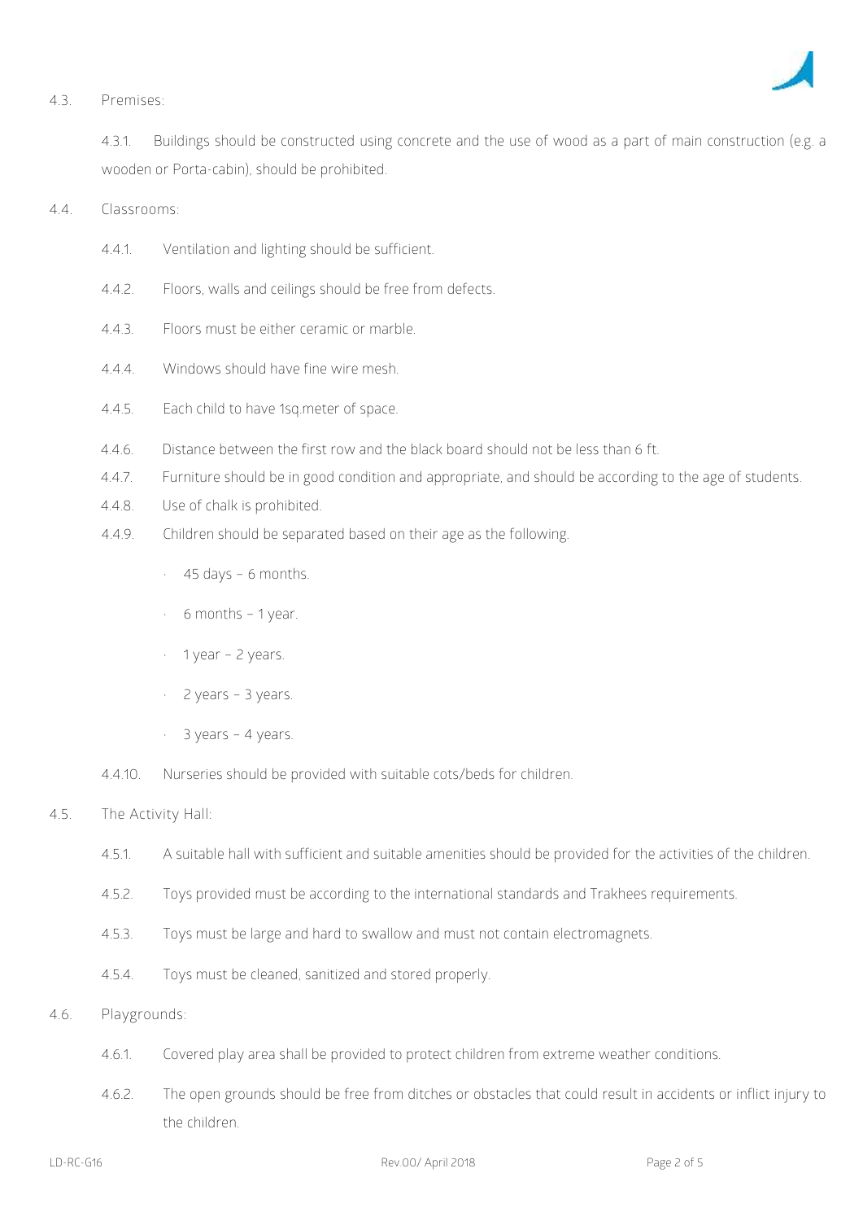4.3. Premises:

4.3.1. Buildings should be constructed using concrete and the use of wood as a part of main construction (e.g. a wooden or Porta-cabin), should be prohibited.

4.4. Classrooms:

4.4.1. Ventilation and lighting should be sufficient.

4.4.2. Floors, walls and ceilings should be free from defects.

4.4.3. Floors must be either ceramic or marble.

4.4.4. Windows should have fine wire mesh.

4.4.5. Each child to have 1sq.meter of space.

4.4.6. Distance between the first row and the black board should not be less than 6 ft.

4.4.7. Furniture should be in good condition and appropriate, and should be according to the age of students.

4.4.8. Use of chalk is prohibited.

4.4.9. Children should be separated based on their age as the following.

- 45 days – 6 months.
- 6 months – 1 year.
- 1 year – 2 years.
- 2 years – 3 years.
- 3 years – 4 years.

4.4.10. Nurseries should be provided with suitable cots/beds for children.

4.5. The Activity Hall:

4.5.1. A suitable hall with sufficient and suitable amenities should be provided for the activities of the children.

4.5.2. Toys provided must be according to the international standards and Trakhees requirements.

4.5.3. Toys must be large and hard to swallow and must not contain electromagnets.

4.5.4. Toys must be cleaned, sanitized and stored properly.

4.6. Playgrounds:

4.6.1. Covered play area shall be provided to protect children from extreme weather conditions.

4.6.2. The open grounds should be free from ditches or obstacles that could result in accidents or inflict injury to the children.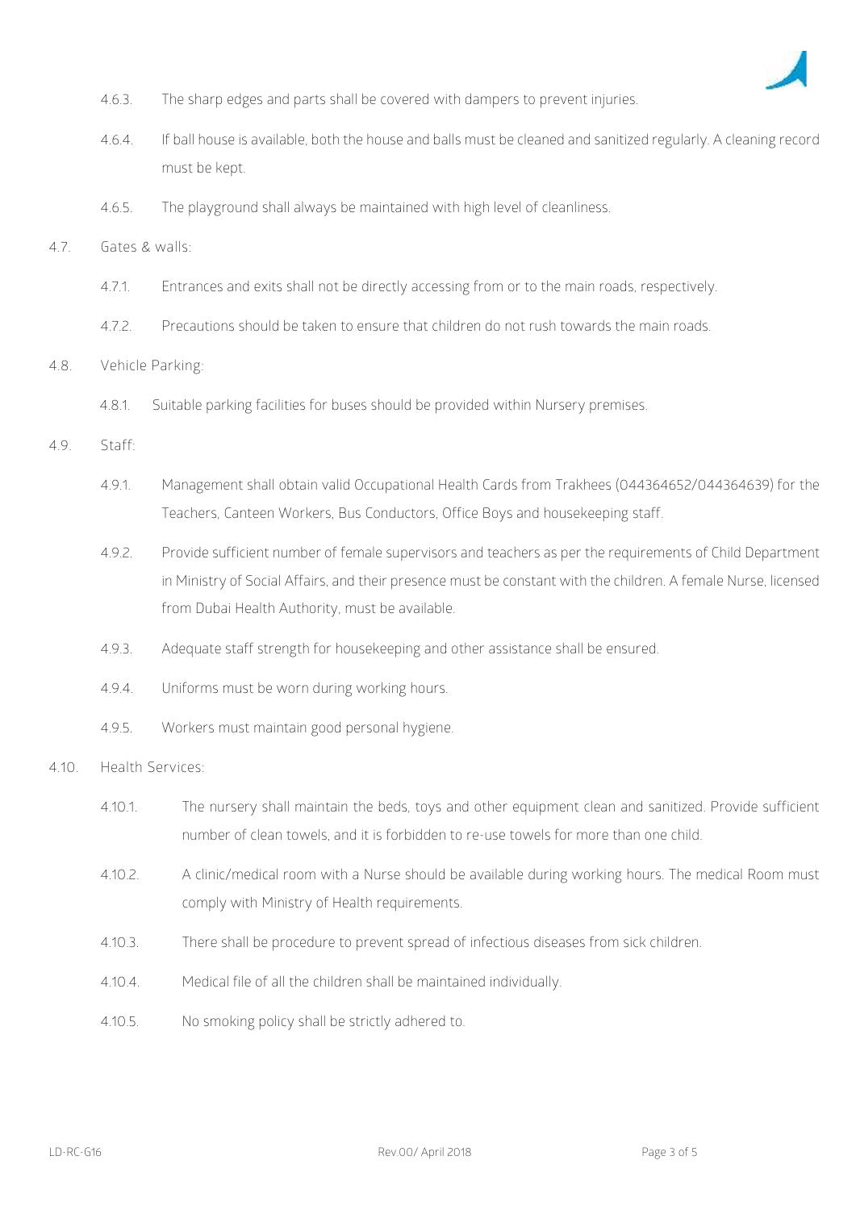4.6.3. The sharp edges and parts shall be covered with dampers to prevent injuries.

4.6.4. If ball house is available, both the house and balls must be cleaned and sanitized regularly. A cleaning record must be kept.

4.6.5. The playground shall always be maintained with high level of cleanliness.

4.7. Gates & walls:

4.7.1. Entrances and exits shall not be directly accessing from or to the main roads, respectively.

4.7.2. Precautions should be taken to ensure that children do not rush towards the main roads.

4.8. Vehicle Parking:

4.8.1. Suitable parking facilities for buses should be provided within Nursery premises.

4.9. Staff:

4.9.1. Management shall obtain valid Occupational Health Cards from Trakhees (044364652/044364639) for the Teachers, Canteen Workers, Bus Conductors, Office Boys and housekeeping staff.

4.9.2. Provide sufficient number of female supervisors and teachers as per the requirements of Child Department in Ministry of Social Affairs, and their presence must be constant with the children. A female Nurse, licensed from Dubai Health Authority, must be available.

4.9.3. Adequate staff strength for housekeeping and other assistance shall be ensured.

4.9.4. Uniforms must be worn during working hours.

4.9.5. Workers must maintain good personal hygiene.

4.10. Health Services:

4.10.1. The nursery shall maintain the beds, toys and other equipment clean and sanitized. Provide sufficient number of clean towels, and it is forbidden to re-use towels for more than one child.

4.10.2. A clinic/medical room with a Nurse should be available during working hours. The medical Room must comply with Ministry of Health requirements.

4.10.3. There shall be procedure to prevent spread of infectious diseases from sick children.

4.10.4. Medical file of all the children shall be maintained individually.

4.10.5. No smoking policy shall be strictly adhered to.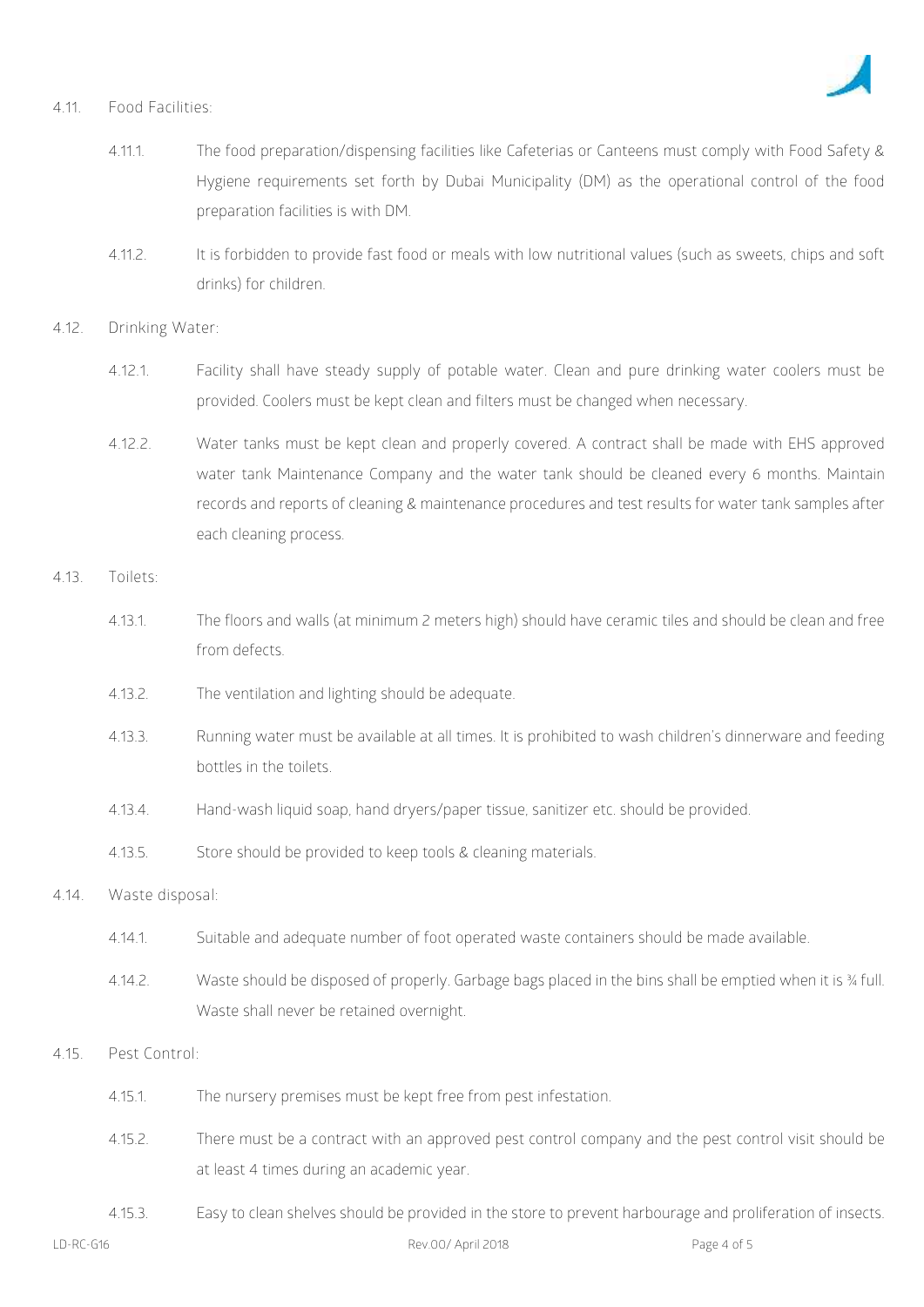4.11. Food Facilities:

4.11.1. The food preparation/dispensing facilities like Cafeterias or Canteens must comply with Food Safety & Hygiene requirements set forth by Dubai Municipality (DM) as the operational control of the food preparation facilities is with DM.

4.11.2. It is forbidden to provide fast food or meals with low nutritional values (such as sweets, chips and soft drinks) for children.

4.12. Drinking Water:

4.12.1. Facility shall have steady supply of potable water. Clean and pure drinking water coolers must be provided. Coolers must be kept clean and filters must be changed when necessary.

4.12.2. Water tanks must be kept clean and properly covered. A contract shall be made with EHS approved water tank Maintenance Company and the water tank should be cleaned every 6 months. Maintain records and reports of cleaning & maintenance procedures and test results for water tank samples after each cleaning process.

4.13. Toilets:

4.13.1. The floors and walls (at minimum 2 meters high) should have ceramic tiles and should be clean and free from defects.

4.13.2. The ventilation and lighting should be adequate.

4.13.3. Running water must be available at all times. It is prohibited to wash children's dinnerware and feeding bottles in the toilets.

4.13.4. Hand-wash liquid soap, hand dryers/paper tissue, sanitizer etc. should be provided.

4.13.5. Store should be provided to keep tools & cleaning materials.

4.14. Waste disposal:

4.14.1. Suitable and adequate number of foot operated waste containers should be made available.

4.14.2. Waste should be disposed of properly. Garbage bags placed in the bins shall be emptied when it is ¾ full. Waste shall never be retained overnight.

4.15. Pest Control:

4.15.1. The nursery premises must be kept free from pest infestation.

4.15.2. There must be a contract with an approved pest control company and the pest control visit should be at least 4 times during an academic year.

4.15.3. Easy to clean shelves should be provided in the store to prevent harbourage and proliferation of insects.